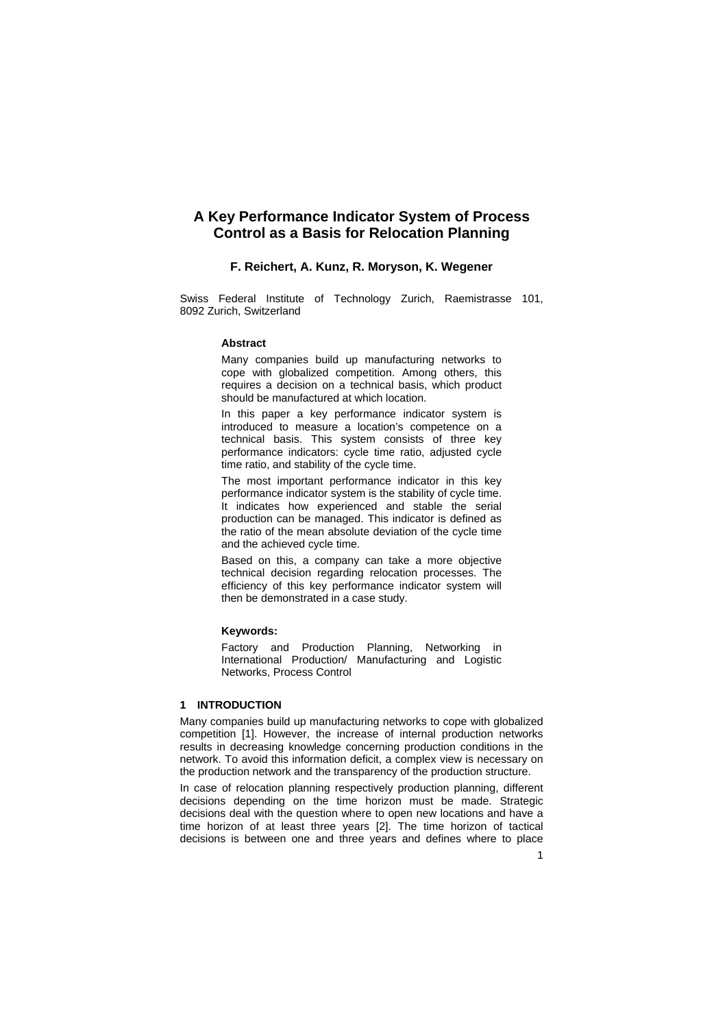# A Key Performance Indicator System of Process Control as a Basis for Relocation Planning

**F. Reichert, A. Kunz, R. Moryson, K. Wegener**

Swiss Federal Institute of Technology Zurich, Raemistrasse 101, 8092 Zurich, Switzerland

### Abstract

Many companies build up manufacturing networks to cope with globalized competition. Among others, this requires a decision on a technical basis, which product should be manufactured at which location.

In this paper a key performance indicator system is introduced to measure a location's competence on a technical basis. This system consists of three key performance indicators: cycle time ratio, adjusted cycle time ratio, and stability of the cycle time.

The most important performance indicator in this key performance indicator system is the stability of cycle time. It indicates how experienced and stable the serial production can be managed. This indicator is defined as the ratio of the mean absolute deviation of the cycle time and the achieved cycle time.

Based on this, a company can take a more objective technical decision regarding relocation processes. The efficiency of this key performance indicator system will then be demonstrated in a case study.

### Keywords:

Factory and Production Planning, Networking in International Production/ Manufacturing and Logistic Networks, Process Control

## 1 INTRODUCTION

Many companies build up manufacturing networks to cope with globalized competition [1]. However, the increase of internal production networks results in decreasing knowledge concerning production conditions in the network. To avoid this information deficit, a complex view is necessary on the production network and the transparency of the production structure.

In case of relocation planning respectively production planning, different decisions depending on the time horizon must be made. Strategic decisions deal with the question where to open new locations and have a time horizon of at least three years [2]. The time horizon of tactical decisions is between one and three years and defines where to place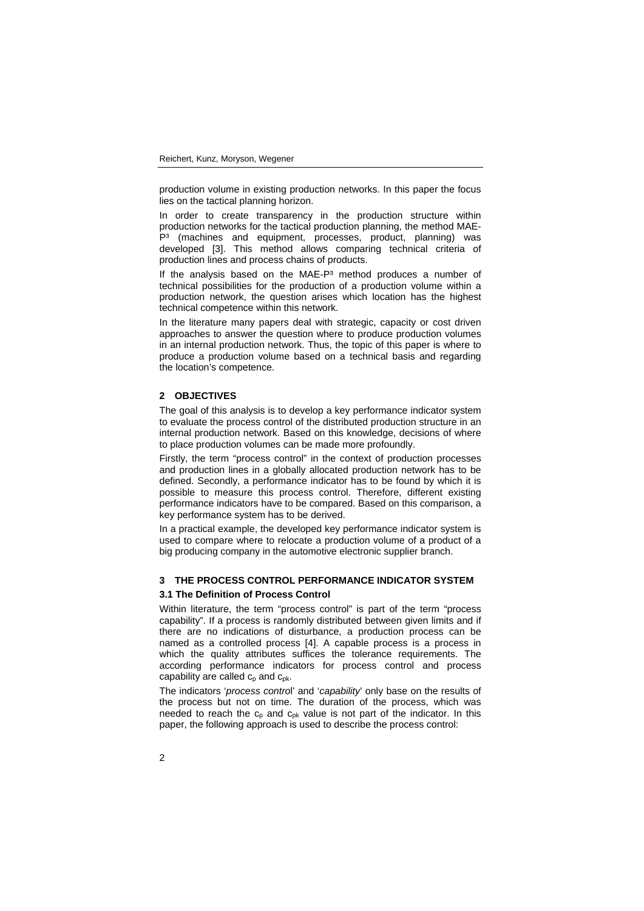production volume in existing production networks. In this paper the focus lies on the tactical planning horizon.

In order to create transparency in the production structure within production networks for the tactical production planning, the method MAE-P³ (machines and equipment, processes, product, planning) was developed [3]. This method allows comparing technical criteria of production lines and process chains of products.

If the analysis based on the MAE-P³ method produces a number of technical possibilities for the production of a production volume within a production network, the question arises which location has the highest technical competence within this network.

In the literature many papers deal with strategic, capacity or cost driven approaches to answer the question where to produce production volumes in an internal production network. Thus, the topic of this paper is where to produce a production volume based on a technical basis and regarding the location's competence.

## 2 OBJECTIVES

The goal of this analysis is to develop a key performance indicator system to evaluate the process control of the distributed production structure in an internal production network. Based on this knowledge, decisions of where to place production volumes can be made more profoundly.

Firstly, the term "process control" in the context of production processes and production lines in a globally allocated production network has to be defined. Secondly, a performance indicator has to be found by which it is possible to measure this process control. Therefore, different existing performance indicators have to be compared. Based on this comparison, a key performance system has to be derived.

In a practical example, the developed key performance indicator system is used to compare where to relocate a production volume of a product of a big producing company in the automotive electronic supplier branch.

## 3 THE PROCESS CONTROL PERFORMANCE INDICATOR SYSTEM

### 3.1 The Definition of Process Control

Within literature, the term "process control" is part of the term "process capability". If a process is randomly distributed between given limits and if there are no indications of disturbance, a production process can be named as a controlled process [4]. A capable process is a process in which the quality attributes suffices the tolerance requirements. The according performance indicators for process control and process capability are called $c_p$ and $c_{pk}$.

The indicators '*process control*' and '*capability*' only base on the results of the process but not on time. The duration of the process, which was needed to reach the $c_p$ and $c_{pk}$ value is not part of the indicator. In this paper, the following approach is used to describe the process control: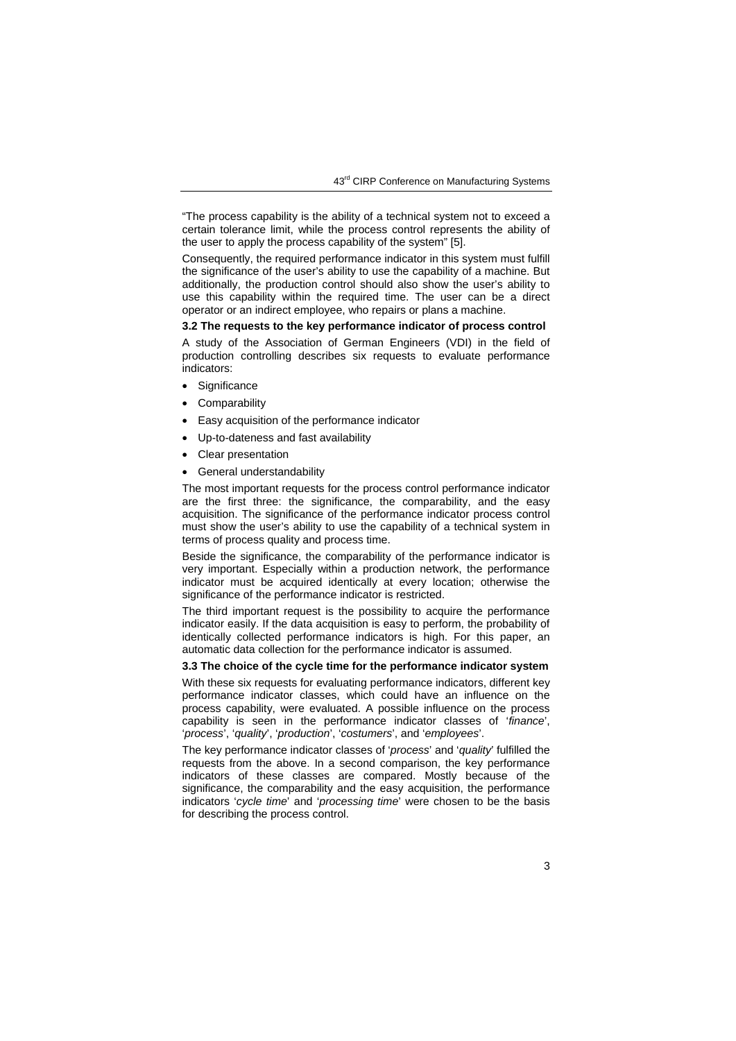"The process capability is the ability of a technical system not to exceed a certain tolerance limit, while the process control represents the ability of the user to apply the process capability of the system" [5].

Consequently, the required performance indicator in this system must fulfill the significance of the user's ability to use the capability of a machine. But additionally, the production control should also show the user's ability to use this capability within the required time. The user can be a direct operator or an indirect employee, who repairs or plans a machine.

### 3.2 The requests to the key performance indicator of process control

A study of the Association of German Engineers (VDI) in the field of production controlling describes six requests to evaluate performance indicators:

- Significance
- Comparability
- Easy acquisition of the performance indicator
- Up-to-dateness and fast availability
- Clear presentation
- General understandability

The most important requests for the process control performance indicator are the first three: the significance, the comparability, and the easy acquisition. The significance of the performance indicator process control must show the user's ability to use the capability of a technical system in terms of process quality and process time.

Beside the significance, the comparability of the performance indicator is very important. Especially within a production network, the performance indicator must be acquired identically at every location; otherwise the significance of the performance indicator is restricted.

The third important request is the possibility to acquire the performance indicator easily. If the data acquisition is easy to perform, the probability of identically collected performance indicators is high. For this paper, an automatic data collection for the performance indicator is assumed.

### 3.3 The choice of the cycle time for the performance indicator system

With these six requests for evaluating performance indicators, different key performance indicator classes, which could have an influence on the process capability, were evaluated. A possible influence on the process capability is seen in the performance indicator classes of '*finance*', '*process*', '*quality*', '*production*', '*costumers*', and '*employees*'.

The key performance indicator classes of '*process*' and '*quality*' fulfilled the requests from the above. In a second comparison, the key performance indicators of these classes are compared. Mostly because of the significance, the comparability and the easy acquisition, the performance indicators '*cycle time*' and '*processing time*' were chosen to be the basis for describing the process control.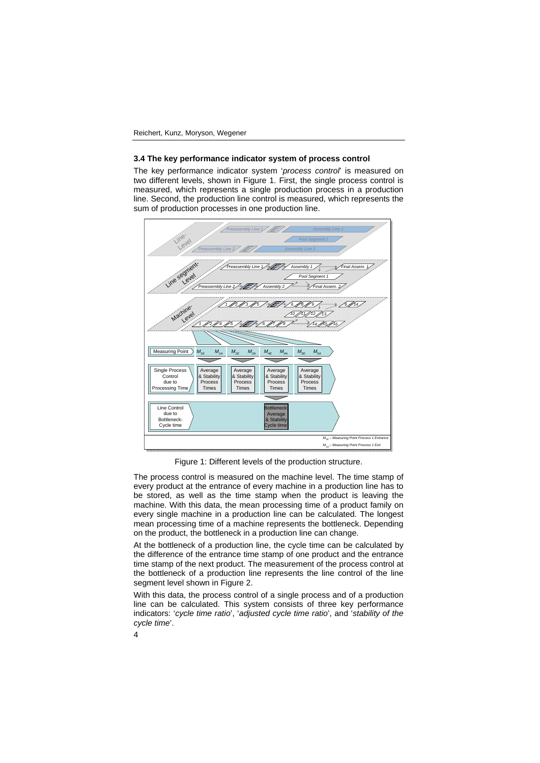### 3.4 The key performance indicator system of process control

The key performance indicator system '*process control*' is measured on two different levels, shown in Figure 1. First, the single process control is measured, which represents a single production process in a production line. Second, the production line control is measured, which represents the sum of production processes in one production line.

Figure 1: Different levels of the production structure.

The process control is measured on the machine level. The time stamp of every product at the entrance of every machine in a production line has to be stored, as well as the time stamp when the product is leaving the machine. With this data, the mean processing time of a product family on every single machine in a production line can be calculated. The longest mean processing time of a machine represents the bottleneck. Depending on the product, the bottleneck in a production line can change.

At the bottleneck of a production line, the cycle time can be calculated by the difference of the entrance time stamp of one product and the entrance time stamp of the next product. The measurement of the process control at the bottleneck of a production line represents the line control of the line segment level shown in Figure 2.

With this data, the process control of a single process and of a production line can be calculated. This system consists of three key performance indicators: '*cycle time ratio*', '*adjusted cycle time ratio*', and '*stability of the cycle time*'.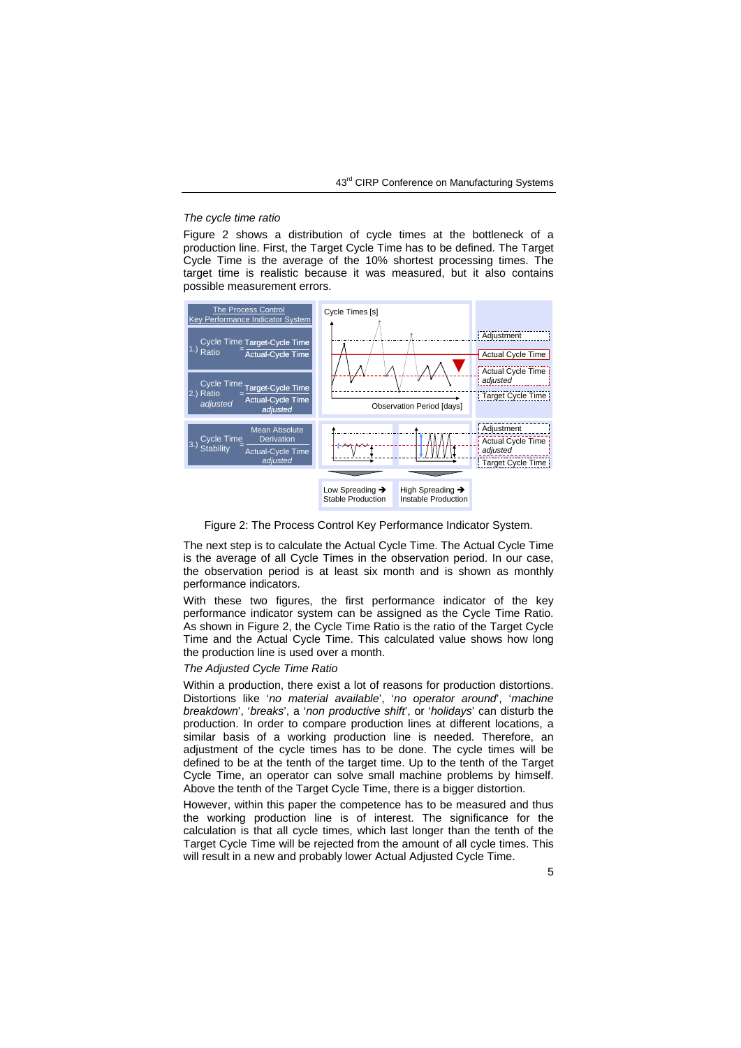*The cycle time ratio*

Figure 2 shows a distribution of cycle times at the bottleneck of a production line. First, the Target Cycle Time has to be defined. The Target Cycle Time is the average of the 10% shortest processing times. The target time is realistic because it was measured, but it also contains possible measurement errors.

Figure 2: The Process Control Key Performance Indicator System.

The next step is to calculate the Actual Cycle Time. The Actual Cycle Time is the average of all Cycle Times in the observation period. In our case, the observation period is at least six month and is shown as monthly performance indicators.

With these two figures, the first performance indicator of the key performance indicator system can be assigned as the Cycle Time Ratio. As shown in Figure 2, the Cycle Time Ratio is the ratio of the Target Cycle Time and the Actual Cycle Time. This calculated value shows how long the production line is used over a month.

*The Adjusted Cycle Time Ratio*

Within a production, there exist a lot of reasons for production distortions. Distortions like '*no material available*', '*no operator around*', '*machine breakdown*', '*breaks*', a '*non productive shift*', or '*holidays*' can disturb the production. In order to compare production lines at different locations, a similar basis of a working production line is needed. Therefore, an adjustment of the cycle times has to be done. The cycle times will be defined to be at the tenth of the target time. Up to the tenth of the Target Cycle Time, an operator can solve small machine problems by himself. Above the tenth of the Target Cycle Time, there is a bigger distortion.

However, within this paper the competence has to be measured and thus the working production line is of interest. The significance for the calculation is that all cycle times, which last longer than the tenth of the Target Cycle Time will be rejected from the amount of all cycle times. This will result in a new and probably lower Actual Adjusted Cycle Time.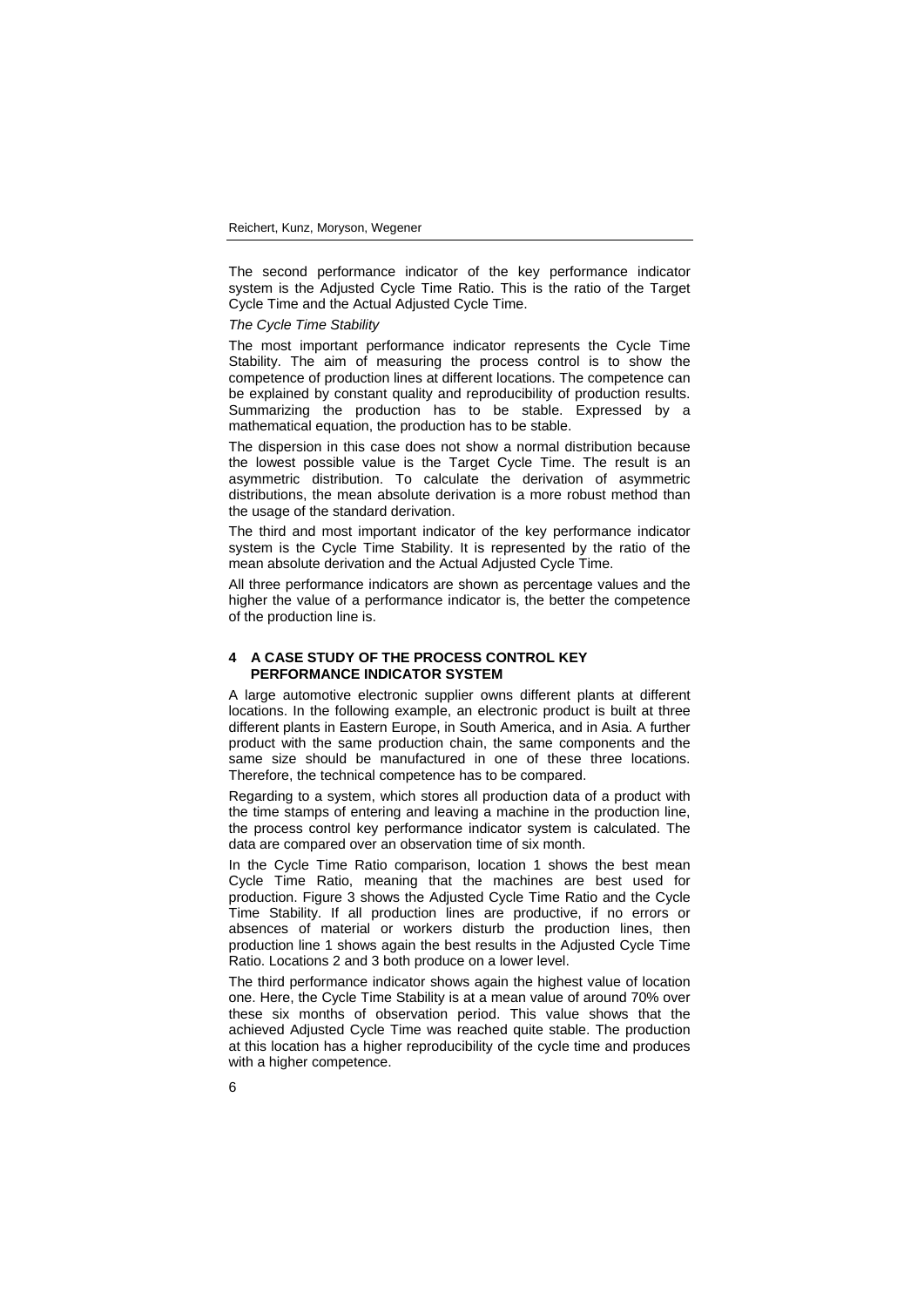The second performance indicator of the key performance indicator system is the Adjusted Cycle Time Ratio. This is the ratio of the Target Cycle Time and the Actual Adjusted Cycle Time.

*The Cycle Time Stability*

The most important performance indicator represents the Cycle Time Stability. The aim of measuring the process control is to show the competence of production lines at different locations. The competence can be explained by constant quality and reproducibility of production results. Summarizing the production has to be stable. Expressed by a mathematical equation, the production has to be stable.

The dispersion in this case does not show a normal distribution because the lowest possible value is the Target Cycle Time. The result is an asymmetric distribution. To calculate the derivation of asymmetric distributions, the mean absolute derivation is a more robust method than the usage of the standard derivation.

The third and most important indicator of the key performance indicator system is the Cycle Time Stability. It is represented by the ratio of the mean absolute derivation and the Actual Adjusted Cycle Time.

All three performance indicators are shown as percentage values and the higher the value of a performance indicator is, the better the competence of the production line is.

## 4 A CASE STUDY OF THE PROCESS CONTROL KEY PERFORMANCE INDICATOR SYSTEM

A large automotive electronic supplier owns different plants at different locations. In the following example, an electronic product is built at three different plants in Eastern Europe, in South America, and in Asia. A further product with the same production chain, the same components and the same size should be manufactured in one of these three locations. Therefore, the technical competence has to be compared.

Regarding to a system, which stores all production data of a product with the time stamps of entering and leaving a machine in the production line, the process control key performance indicator system is calculated. The data are compared over an observation time of six month.

In the Cycle Time Ratio comparison, location 1 shows the best mean Cycle Time Ratio, meaning that the machines are best used for production. Figure 3 shows the Adjusted Cycle Time Ratio and the Cycle Time Stability. If all production lines are productive, if no errors or absences of material or workers disturb the production lines, then production line 1 shows again the best results in the Adjusted Cycle Time Ratio. Locations 2 and 3 both produce on a lower level.

The third performance indicator shows again the highest value of location one. Here, the Cycle Time Stability is at a mean value of around 70% over these six months of observation period. This value shows that the achieved Adjusted Cycle Time was reached quite stable. The production at this location has a higher reproducibility of the cycle time and produces with a higher competence.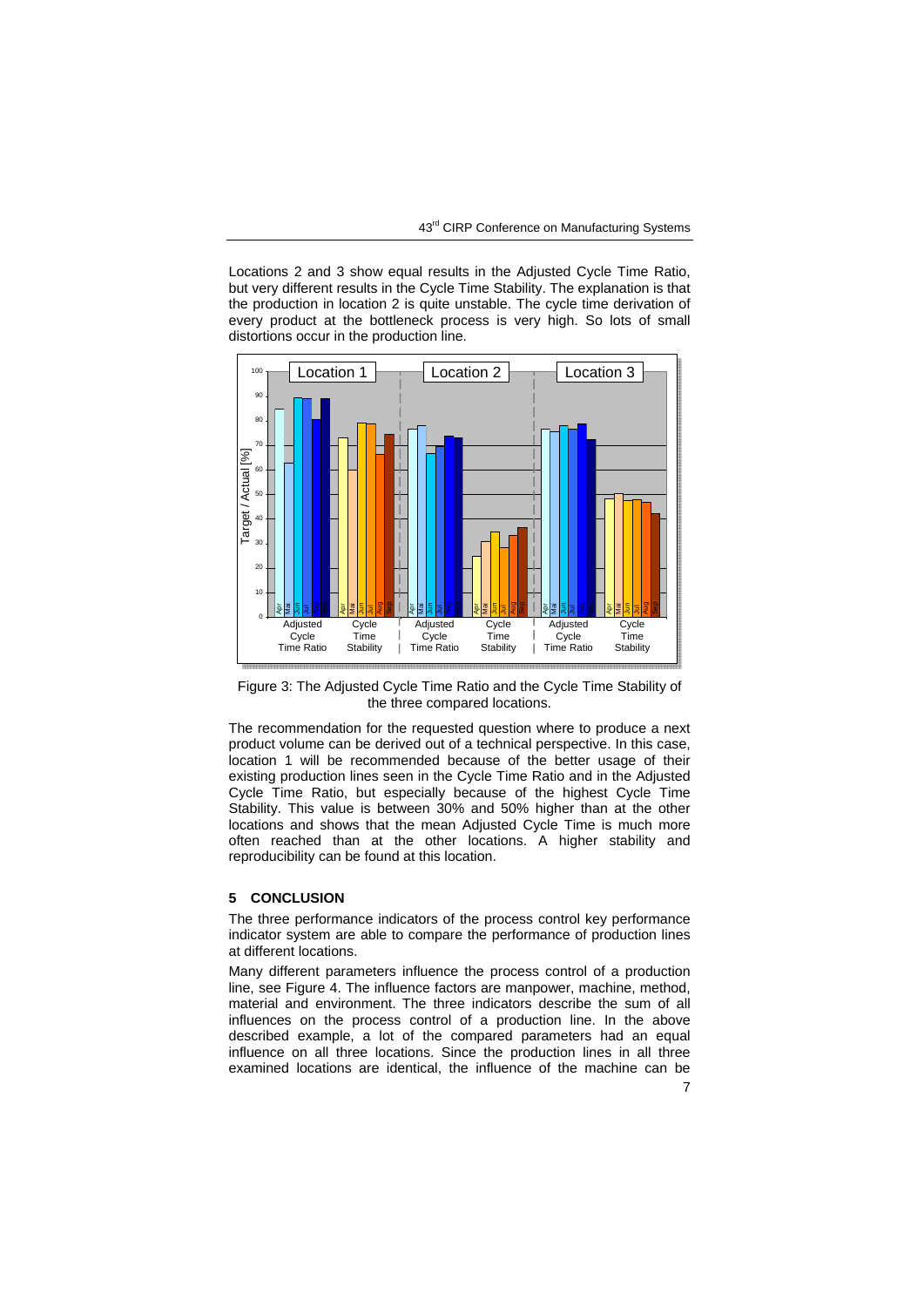Locations 2 and 3 show equal results in the Adjusted Cycle Time Ratio, but very different results in the Cycle Time Stability. The explanation is that the production in location 2 is quite unstable. The cycle time derivation of every product at the bottleneck process is very high. So lots of small distortions occur in the production line.

Figure 3: The Adjusted Cycle Time Ratio and the Cycle Time Stability of the three compared locations.

The recommendation for the requested question where to produce a next product volume can be derived out of a technical perspective. In this case, location 1 will be recommended because of the better usage of their existing production lines seen in the Cycle Time Ratio and in the Adjusted Cycle Time Ratio, but especially because of the highest Cycle Time Stability. This value is between 30% and 50% higher than at the other locations and shows that the mean Adjusted Cycle Time is much more often reached than at the other locations. A higher stability and reproducibility can be found at this location.

## 5 CONCLUSION

The three performance indicators of the process control key performance indicator system are able to compare the performance of production lines at different locations.

Many different parameters influence the process control of a production line, see Figure 4. The influence factors are manpower, machine, method, material and environment. The three indicators describe the sum of all influences on the process control of a production line. In the above described example, a lot of the compared parameters had an equal influence on all three locations. Since the production lines in all three examined locations are identical, the influence of the machine can be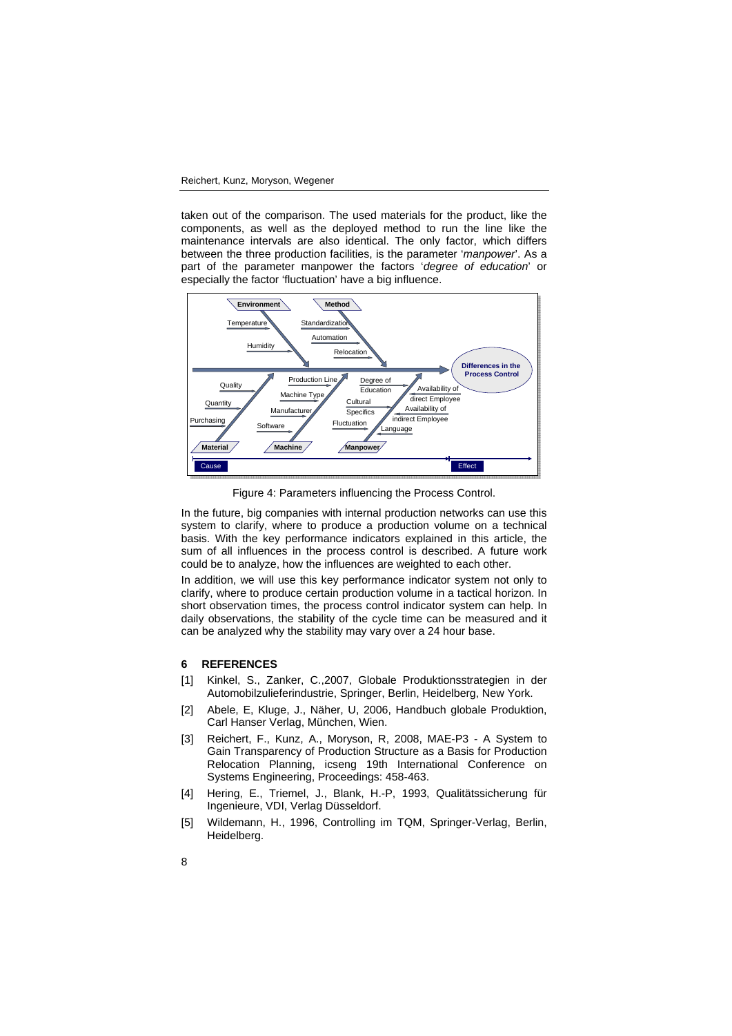taken out of the comparison. The used materials for the product, like the components, as well as the deployed method to run the line like the maintenance intervals are also identical. The only factor, which differs between the three production facilities, is the parameter '*manpower*'. As a part of the parameter manpower the factors '*degree of education*' or especially the factor 'fluctuation' have a big influence.

Environment
Method
Temperature
Standardization
Automation
Humidity
Relocation
Differences in the Process Control
Quality
Production Line
Degree of Education
Availability of direct Employee
Machine Type
Quantity
Cultural Specifics
Availability of indirect Employee
Manufacturer
Purchasing
Fluctuation
Software
Language
Material
Machine
Manpower
Cause
Effect

Figure 4: Parameters influencing the Process Control.

In the future, big companies with internal production networks can use this system to clarify, where to produce a production volume on a technical basis. With the key performance indicators explained in this article, the sum of all influences in the process control is described. A future work could be to analyze, how the influences are weighted to each other.

In addition, we will use this key performance indicator system not only to clarify, where to produce certain production volume in a tactical horizon. In short observation times, the process control indicator system can help. In daily observations, the stability of the cycle time can be measured and it can be analyzed why the stability may vary over a 24 hour base.

## 6 REFERENCES

[1] Kinkel, S., Zanker, C.,2007, Globale Produktionsstrategien in der Automobilzulieferindustrie, Springer, Berlin, Heidelberg, New York.

[2] Abele, E, Kluge, J., Näher, U, 2006, Handbuch globale Produktion, Carl Hanser Verlag, München, Wien.

[3] Reichert, F., Kunz, A., Moryson, R, 2008, MAE-P3 - A System to Gain Transparency of Production Structure as a Basis for Production Relocation Planning, icseng 19th International Conference on Systems Engineering, Proceedings: 458-463.

[4] Hering, E., Triemel, J., Blank, H.-P, 1993, Qualitätssicherung für Ingenieure, VDI, Verlag Düsseldorf.

[5] Wildemann, H., 1996, Controlling im TQM, Springer-Verlag, Berlin, Heidelberg.